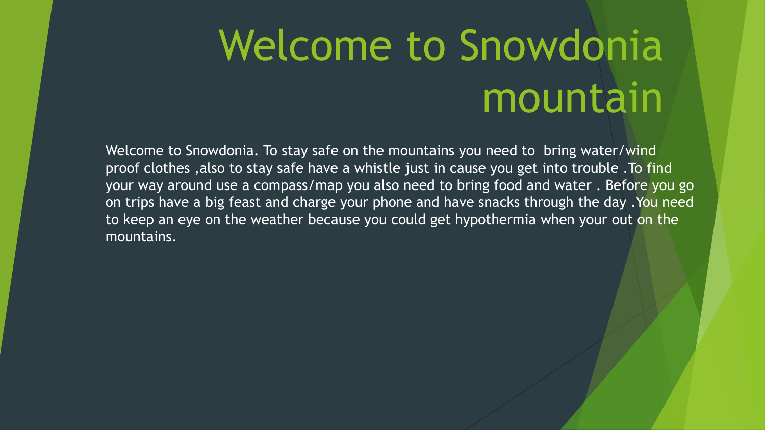# Welcome to Snowdonia mountain

Welcome to Snowdonia. To stay safe on the mountains you need to bring water/wind proof clothes ,also to stay safe have a whistle just in cause you get into trouble .To find your way around use a compass/map you also need to bring food and water . Before you go on trips have a big feast and charge your phone and have snacks through the day .You need to keep an eye on the weather because you could get hypothermia when your out on the mountains.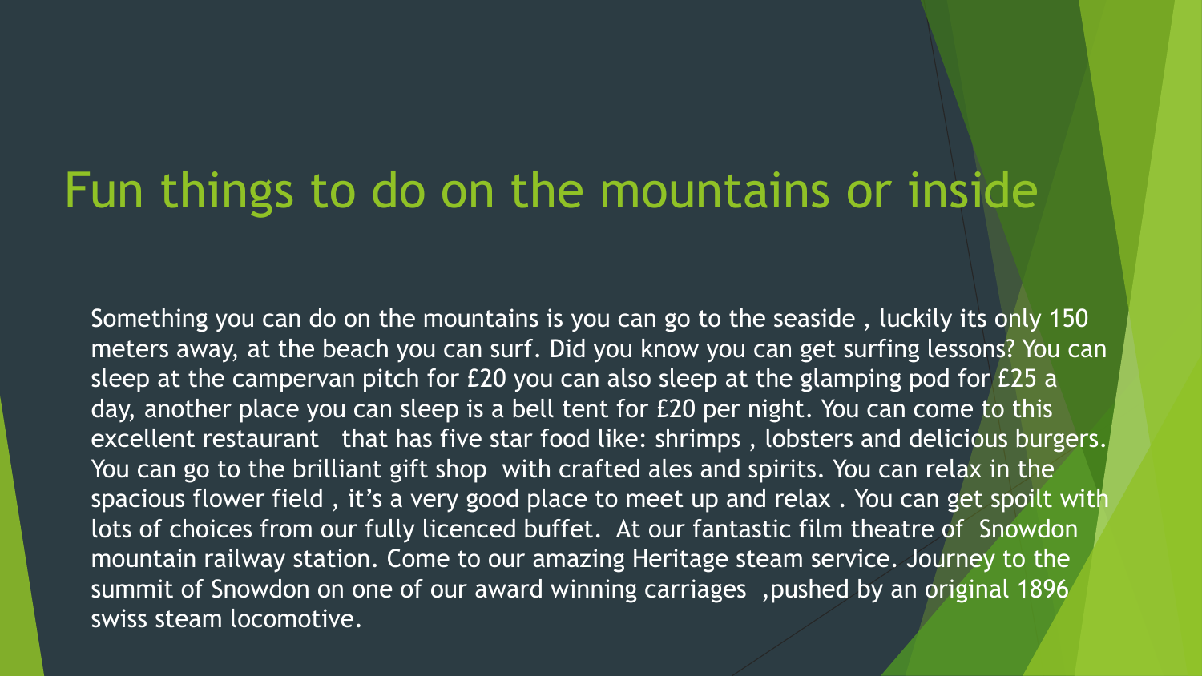# Fun things to do on the mountains or inside

Something you can do on the mountains is you can go to the seaside , luckily its only 150 meters away, at the beach you can surf. Did you know you can get surfing lessons? You can sleep at the campervan pitch for £20 you can also sleep at the glamping pod for £25 a day, another place you can sleep is a bell tent for £20 per night. You can come to this excellent restaurant that has five star food like: shrimps , lobsters and delicious burgers. You can go to the brilliant gift shop with crafted ales and spirits. You can relax in the spacious flower field , it's a very good place to meet up and relax . You can get spoilt with lots of choices from our fully licenced buffet. At our fantastic film theatre of Snowdon mountain railway station. Come to our amazing Heritage steam service. Journey to the summit of Snowdon on one of our award winning carriages ,pushed by an original 1896 swiss steam locomotive.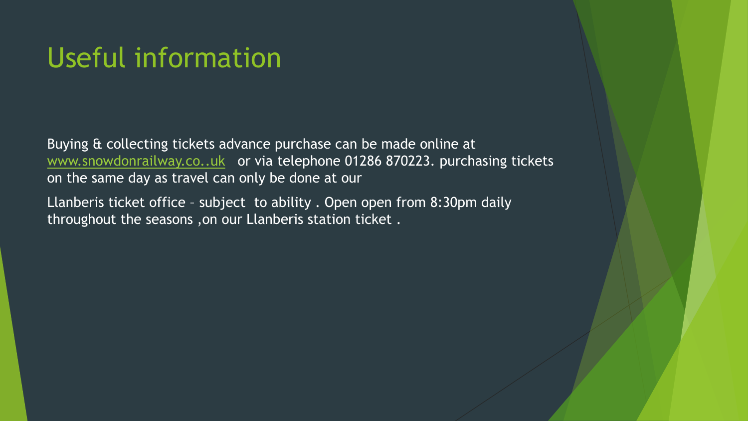# Useful information

Buying & collecting tickets advance purchase can be made online at [www.snowdonrailway.co..uk](www.snowdonrailway.co..uk) or via telephone 01286 870223. purchasing tickets on the same day as travel can only be done at our

Llanberis ticket office – subject to ability . Open open from 8:30pm daily throughout the seasons ,on our Llanberis station ticket .